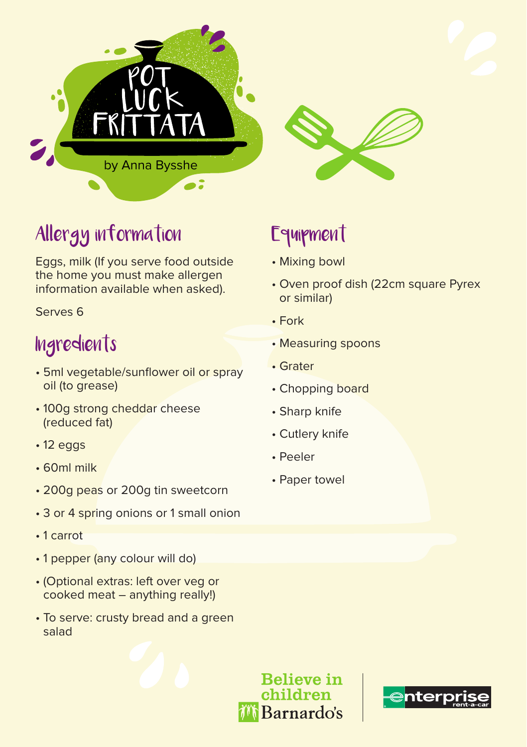# POT LUCK FRITTATA

by Anna Bysshe

## Allergy information

Eggs, milk (If you serve food outside the home you must make allergen information available when asked).

Serves 6

## Ingredients

- 5ml vegetable/sunflower oil or spray oil (to grease)
- 100g strong cheddar cheese (reduced fat)
- 12 eggs
- 60ml milk
- 200g peas or 200g tin sweetcorn
- 3 or 4 spring onions or 1 small onion
- 1 carrot
- 1 pepper (any colour will do)
- (Optional extras: left over veg or cooked meat – anything really!)
- To serve: crusty bread and a green salad

## Equipment

- Mixing bowl
- Oven proof dish (22cm square Pyrex or similar)
- Fork
- Measuring spoons
- Grater
- Chopping board
- Sharp knife
- Cutlery knife
- Peeler
- Paper towel

Believe in children
Barnardo's

enterprise rent-a-car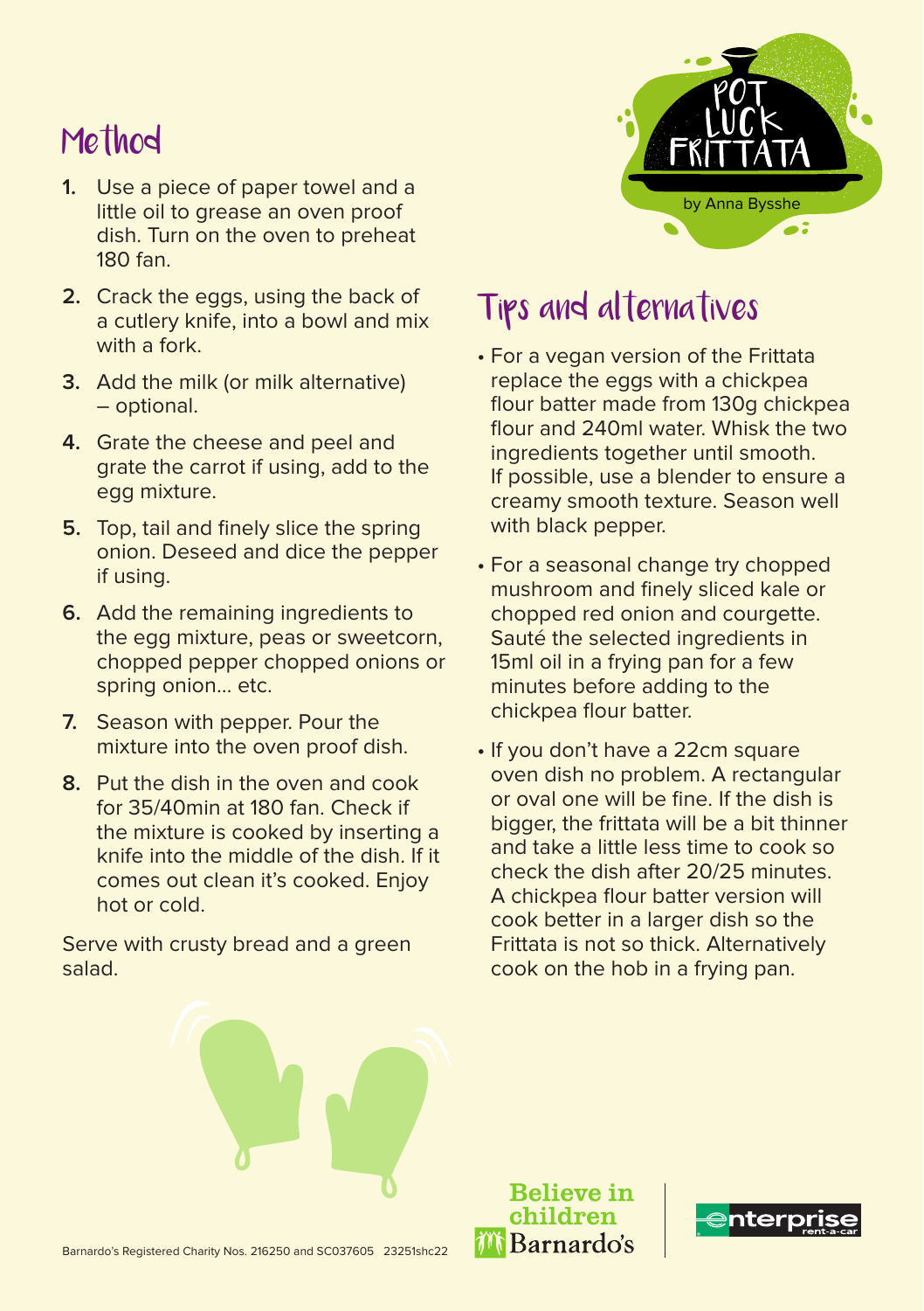# Pot Luck Frittata

by Anna Bysshe

## Method

1. Use a piece of paper towel and a little oil to grease an oven proof dish. Turn on the oven to preheat 180 fan.
2. Crack the eggs, using the back of a cutlery knife, into a bowl and mix with a fork.
3. Add the milk (or milk alternative) – optional.
4. Grate the cheese and peel and grate the carrot if using, add to the egg mixture.
5. Top, tail and finely slice the spring onion. Deseed and dice the pepper if using.
6. Add the remaining ingredients to the egg mixture, peas or sweetcorn, chopped pepper chopped onions or spring onion… etc.
7. Season with pepper. Pour the mixture into the oven proof dish.
8. Put the dish in the oven and cook for 35/40min at 180 fan. Check if the mixture is cooked by inserting a knife into the middle of the dish. If it comes out clean it's cooked. Enjoy hot or cold.

Serve with crusty bread and a green salad.

## Tips and alternatives

- For a vegan version of the Frittata replace the eggs with a chickpea flour batter made from 130g chickpea flour and 240ml water. Whisk the two ingredients together until smooth. If possible, use a blender to ensure a creamy smooth texture. Season well with black pepper.
- For a seasonal change try chopped mushroom and finely sliced kale or chopped red onion and courgette. Sauté the selected ingredients in 15ml oil in a frying pan for a few minutes before adding to the chickpea flour batter.
- If you don't have a 22cm square oven dish no problem. A rectangular or oval one will be fine. If the dish is bigger, the frittata will be a bit thinner and take a little less time to cook so check the dish after 20/25 minutes. A chickpea flour batter version will cook better in a larger dish so the Frittata is not so thick. Alternatively cook on the hob in a frying pan.

Believe in children Barnardo's

enterprise rent-a-car

Barnardo's Registered Charity Nos. 216250 and SC037605 23251shc22